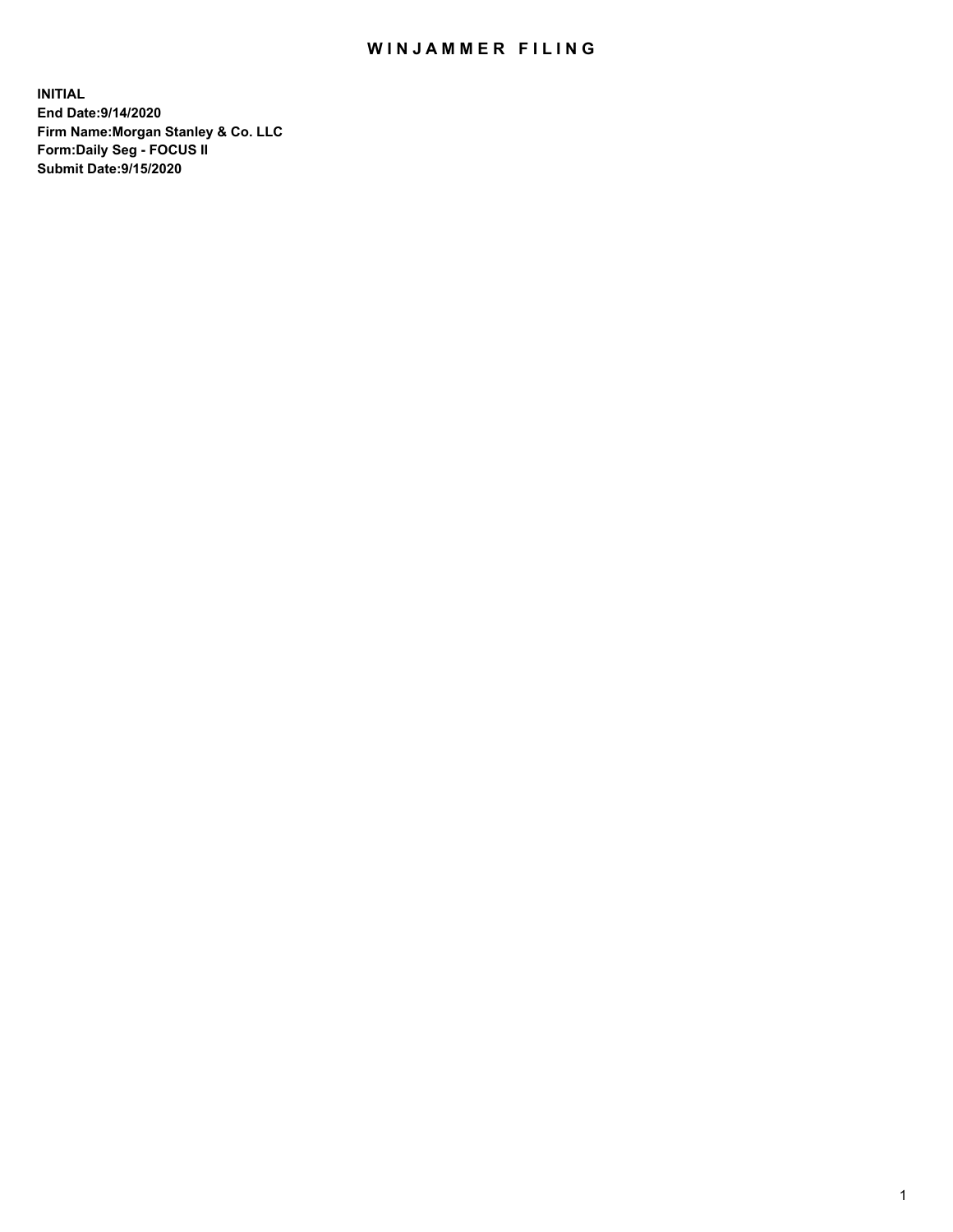# WINJAMMER FILING

**INITIAL**
**End Date:9/14/2020**
**Firm Name:Morgan Stanley & Co. LLC**
**Form:Daily Seg - FOCUS II**
**Submit Date:9/15/2020**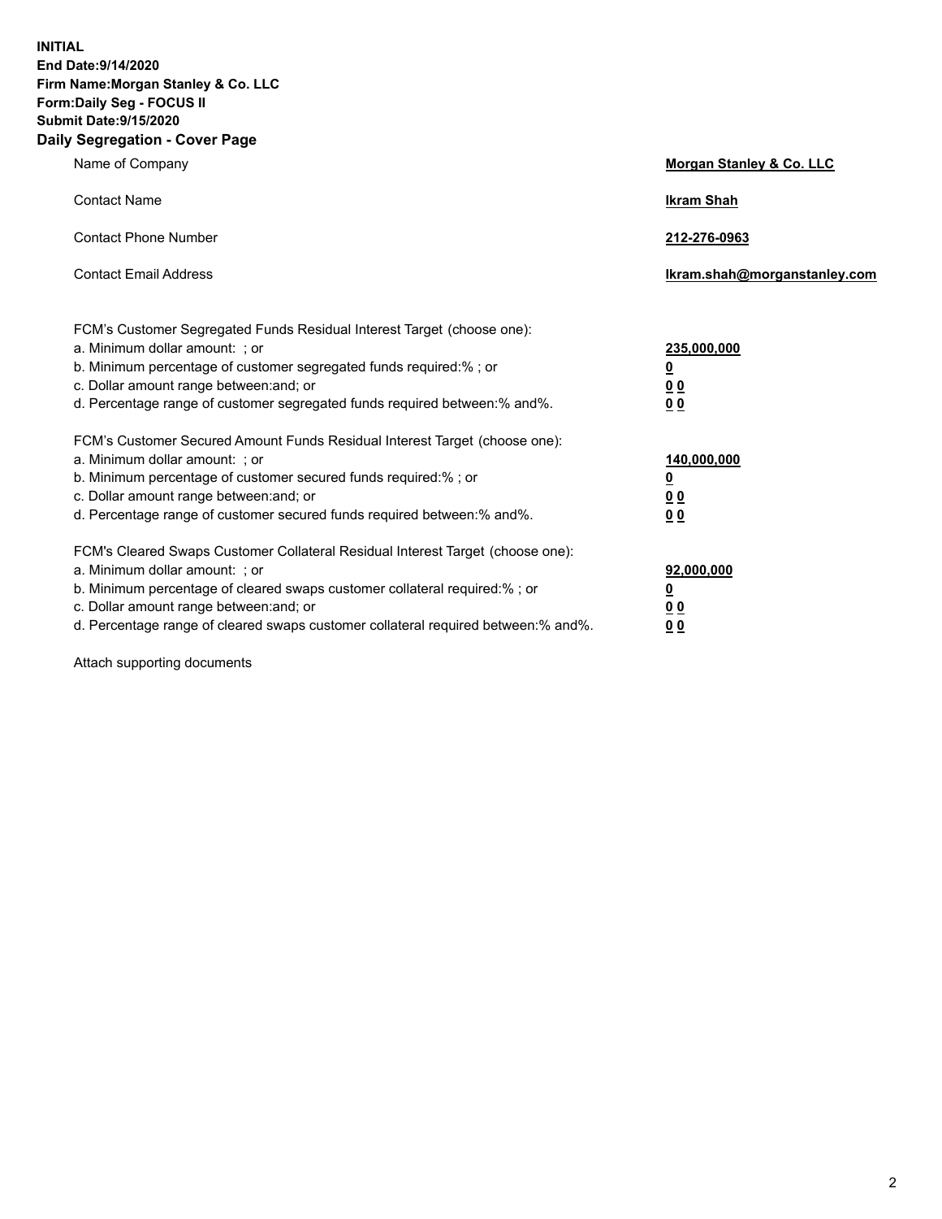**INITIAL**
**End Date:9/14/2020**
**Firm Name:Morgan Stanley & Co. LLC**
**Form:Daily Seg - FOCUS II**
**Submit Date:9/15/2020**

## Daily Segregation - Cover Page

| | |
|---|---|
| Name of Company | **Morgan Stanley & Co. LLC** |
| Contact Name | **Ikram Shah** |
| Contact Phone Number | **212-276-0963** |
| Contact Email Address | **Ikram.shah@morganstanley.com** |

| | |
|---|---|
| FCM's Customer Segregated Funds Residual Interest Target (choose one): | |
| a. Minimum dollar amount: ; or | **235,000,000** |
| b. Minimum percentage of customer segregated funds required:% ; or | **0** |
| c. Dollar amount range between:and; or | **0 0** |
| d. Percentage range of customer segregated funds required between:% and%. | **0 0** |
| FCM's Customer Secured Amount Funds Residual Interest Target (choose one): | |
| a. Minimum dollar amount: ; or | **140,000,000** |
| b. Minimum percentage of customer secured funds required:% ; or | **0** |
| c. Dollar amount range between:and; or | **0 0** |
| d. Percentage range of customer secured funds required between:% and%. | **0 0** |
| FCM's Cleared Swaps Customer Collateral Residual Interest Target (choose one): | |
| a. Minimum dollar amount: ; or | **92,000,000** |
| b. Minimum percentage of cleared swaps customer collateral required:% ; or | **0** |
| c. Dollar amount range between:and; or | **0 0** |
| d. Percentage range of cleared swaps customer collateral required between:% and%. | **0 0** |

Attach supporting documents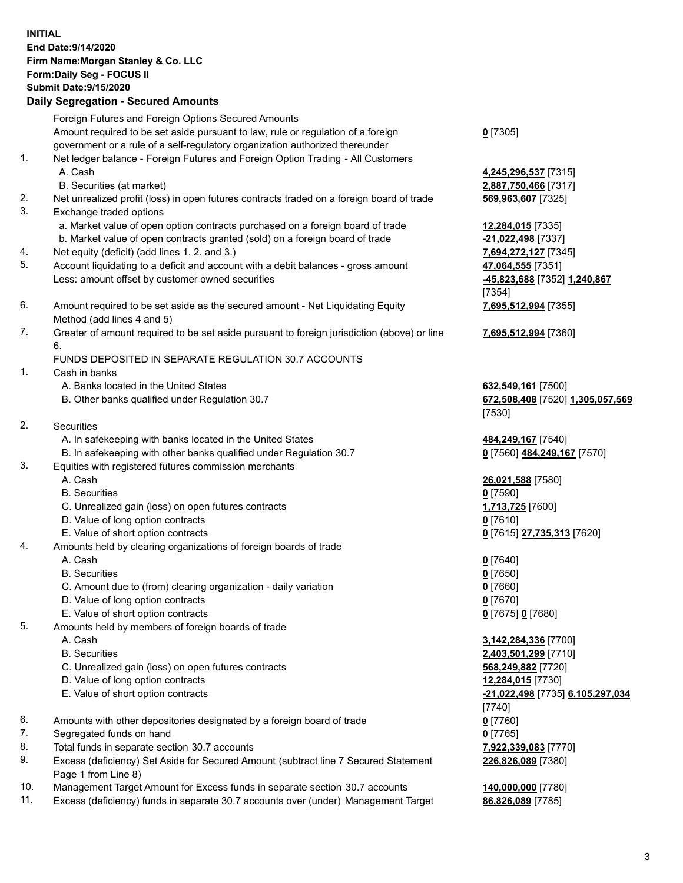**INITIAL**
**End Date:9/14/2020**
**Firm Name:Morgan Stanley & Co. LLC**
**Form:Daily Seg - FOCUS II**
**Submit Date:9/15/2020**

## Daily Segregation - Secured Amounts

| | | |
|---|---|---|
| | Foreign Futures and Foreign Options Secured Amounts | |
| | Amount required to be set aside pursuant to law, rule or regulation of a foreign government or a rule of a self-regulatory organization authorized thereunder | **0** [7305] |
| 1. | Net ledger balance - Foreign Futures and Foreign Option Trading - All Customers | |
| | A. Cash | **4,245,296,537** [7315] |
| | B. Securities (at market) | **2,887,750,466** [7317] |
| 2. | Net unrealized profit (loss) in open futures contracts traded on a foreign board of trade | **569,963,607** [7325] |
| 3. | Exchange traded options | |
| | a. Market value of open option contracts purchased on a foreign board of trade | **12,284,015** [7335] |
| | b. Market value of open contracts granted (sold) on a foreign board of trade | **-21,022,498** [7337] |
| 4. | Net equity (deficit) (add lines 1. 2. and 3.) | **7,694,272,127** [7345] |
| 5. | Account liquidating to a deficit and account with a debit balances - gross amount | **47,064,555** [7351] |
| | Less: amount offset by customer owned securities | **-45,823,688** [7352] **1,240,867** [7354] |
| 6. | Amount required to be set aside as the secured amount - Net Liquidating Equity Method (add lines 4 and 5) | **7,695,512,994** [7355] |
| 7. | Greater of amount required to be set aside pursuant to foreign jurisdiction (above) or line 6. | **7,695,512,994** [7360] |
| | FUNDS DEPOSITED IN SEPARATE REGULATION 30.7 ACCOUNTS | |
| 1. | Cash in banks | |
| | A. Banks located in the United States | **632,549,161** [7500] |
| | B. Other banks qualified under Regulation 30.7 | **672,508,408** [7520] **1,305,057,569** [7530] |
| 2. | Securities | |
| | A. In safekeeping with banks located in the United States | **484,249,167** [7540] |
| | B. In safekeeping with other banks qualified under Regulation 30.7 | **0** [7560] **484,249,167** [7570] |
| 3. | Equities with registered futures commission merchants | |
| | A. Cash | **26,021,588** [7580] |
| | B. Securities | **0** [7590] |
| | C. Unrealized gain (loss) on open futures contracts | **1,713,725** [7600] |
| | D. Value of long option contracts | **0** [7610] |
| | E. Value of short option contracts | **0** [7615] **27,735,313** [7620] |
| 4. | Amounts held by clearing organizations of foreign boards of trade | |
| | A. Cash | **0** [7640] |
| | B. Securities | **0** [7650] |
| | C. Amount due to (from) clearing organization - daily variation | **0** [7660] |
| | D. Value of long option contracts | **0** [7670] |
| | E. Value of short option contracts | **0** [7675] **0** [7680] |
| 5. | Amounts held by members of foreign boards of trade | |
| | A. Cash | **3,142,284,336** [7700] |
| | B. Securities | **2,403,501,299** [7710] |
| | C. Unrealized gain (loss) on open futures contracts | **568,249,882** [7720] |
| | D. Value of long option contracts | **12,284,015** [7730] |
| | E. Value of short option contracts | **-21,022,498** [7735] **6,105,297,034** [7740] |
| 6. | Amounts with other depositories designated by a foreign board of trade | **0** [7760] |
| 7. | Segregated funds on hand | **0** [7765] |
| 8. | Total funds in separate section 30.7 accounts | **7,922,339,083** [7770] |
| 9. | Excess (deficiency) Set Aside for Secured Amount (subtract line 7 Secured Statement Page 1 from Line 8) | **226,826,089** [7380] |
| 10. | Management Target Amount for Excess funds in separate section 30.7 accounts | **140,000,000** [7780] |
| 11. | Excess (deficiency) funds in separate 30.7 accounts over (under) Management Target | **86,826,089** [7785] |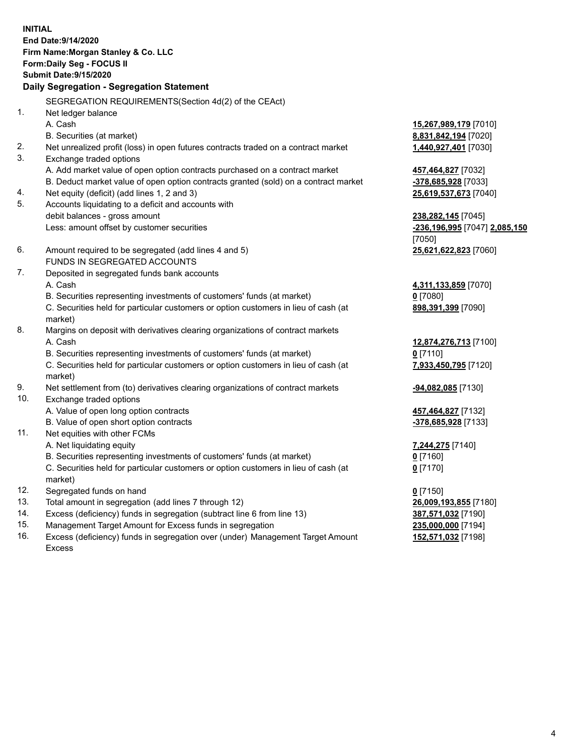**INITIAL**
**End Date:9/14/2020**
**Firm Name:Morgan Stanley & Co. LLC**
**Form:Daily Seg - FOCUS II**
**Submit Date:9/15/2020**

## Daily Segregation - Segregation Statement

SEGREGATION REQUIREMENTS(Section 4d(2) of the CEAct)

| | | |
|---|---|---|
| 1. | Net ledger balance | |
| | A. Cash | **15,267,989,179** [7010] |
| | B. Securities (at market) | **8,831,842,194** [7020] |
| 2. | Net unrealized profit (loss) in open futures contracts traded on a contract market | **1,440,927,401** [7030] |
| 3. | Exchange traded options | |
| | A. Add market value of open option contracts purchased on a contract market | **457,464,827** [7032] |
| | B. Deduct market value of open option contracts granted (sold) on a contract market | **-378,685,928** [7033] |
| 4. | Net equity (deficit) (add lines 1, 2 and 3) | **25,619,537,673** [7040] |
| 5. | Accounts liquidating to a deficit and accounts with debit balances - gross amount | **238,282,145** [7045] |
| | Less: amount offset by customer securities | **-236,196,995** [7047] **2,085,150** [7050] |
| 6. | Amount required to be segregated (add lines 4 and 5) | **25,621,622,823** [7060] |
| | FUNDS IN SEGREGATED ACCOUNTS | |
| 7. | Deposited in segregated funds bank accounts | |
| | A. Cash | **4,311,133,859** [7070] |
| | B. Securities representing investments of customers' funds (at market) | **0** [7080] |
| | C. Securities held for particular customers or option customers in lieu of cash (at market) | **898,391,399** [7090] |
| 8. | Margins on deposit with derivatives clearing organizations of contract markets | |
| | A. Cash | **12,874,276,713** [7100] |
| | B. Securities representing investments of customers' funds (at market) | **0** [7110] |
| | C. Securities held for particular customers or option customers in lieu of cash (at market) | **7,933,450,795** [7120] |
| 9. | Net settlement from (to) derivatives clearing organizations of contract markets | **-94,082,085** [7130] |
| 10. | Exchange traded options | |
| | A. Value of open long option contracts | **457,464,827** [7132] |
| | B. Value of open short option contracts | **-378,685,928** [7133] |
| 11. | Net equities with other FCMs | |
| | A. Net liquidating equity | **7,244,275** [7140] |
| | B. Securities representing investments of customers' funds (at market) | **0** [7160] |
| | C. Securities held for particular customers or option customers in lieu of cash (at market) | **0** [7170] |
| 12. | Segregated funds on hand | **0** [7150] |
| 13. | Total amount in segregation (add lines 7 through 12) | **26,009,193,855** [7180] |
| 14. | Excess (deficiency) funds in segregation (subtract line 6 from line 13) | **387,571,032** [7190] |
| 15. | Management Target Amount for Excess funds in segregation | **235,000,000** [7194] |
| 16. | Excess (deficiency) funds in segregation over (under) Management Target Amount Excess | **152,571,032** [7198] |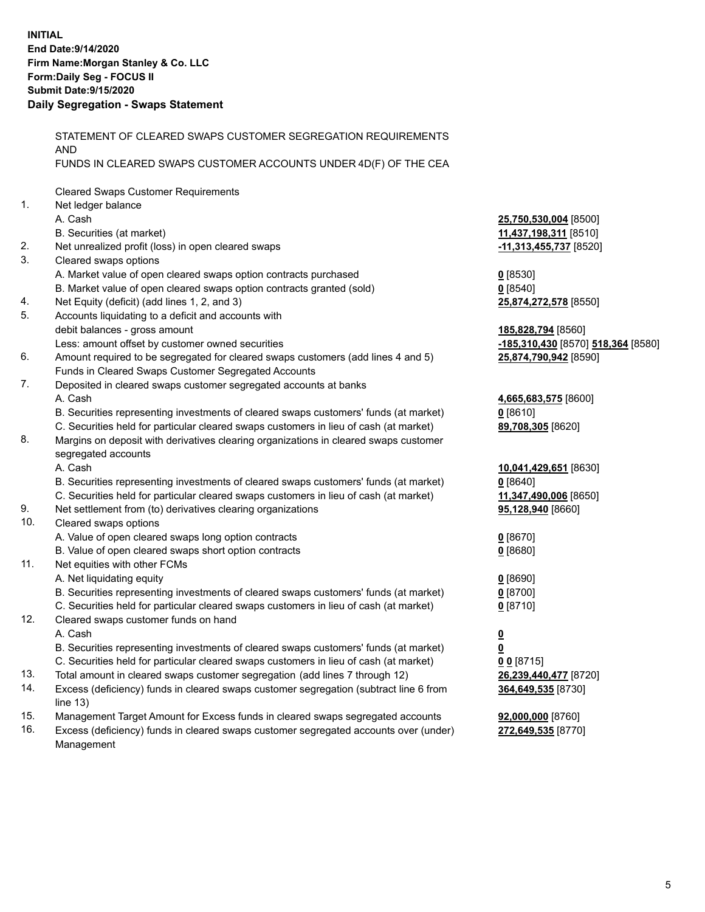**INITIAL**
**End Date:9/14/2020**
**Firm Name:Morgan Stanley & Co. LLC**
**Form:Daily Seg - FOCUS II**
**Submit Date:9/15/2020**
**Daily Segregation - Swaps Statement**

STATEMENT OF CLEARED SWAPS CUSTOMER SEGREGATION REQUIREMENTS AND FUNDS IN CLEARED SWAPS CUSTOMER ACCOUNTS UNDER 4D(F) OF THE CEA

| | | |
|---|---|---|
| | Cleared Swaps Customer Requirements | |
| 1. | Net ledger balance | |
| | A. Cash | **25,750,530,004** [8500] |
| | B. Securities (at market) | **11,437,198,311** [8510] |
| 2. | Net unrealized profit (loss) in open cleared swaps | **-11,313,455,737** [8520] |
| 3. | Cleared swaps options | |
| | A. Market value of open cleared swaps option contracts purchased | **0** [8530] |
| | B. Market value of open cleared swaps option contracts granted (sold) | **0** [8540] |
| 4. | Net Equity (deficit) (add lines 1, 2, and 3) | **25,874,272,578** [8550] |
| 5. | Accounts liquidating to a deficit and accounts with debit balances - gross amount | **185,828,794** [8560] |
| | Less: amount offset by customer owned securities | **-185,310,430** [8570] **518,364** [8580] |
| 6. | Amount required to be segregated for cleared swaps customers (add lines 4 and 5) | **25,874,790,942** [8590] |
| | Funds in Cleared Swaps Customer Segregated Accounts | |
| 7. | Deposited in cleared swaps customer segregated accounts at banks | |
| | A. Cash | **4,665,683,575** [8600] |
| | B. Securities representing investments of cleared swaps customers' funds (at market) | **0** [8610] |
| | C. Securities held for particular cleared swaps customers in lieu of cash (at market) | **89,708,305** [8620] |
| 8. | Margins on deposit with derivatives clearing organizations in cleared swaps customer segregated accounts | |
| | A. Cash | **10,041,429,651** [8630] |
| | B. Securities representing investments of cleared swaps customers' funds (at market) | **0** [8640] |
| | C. Securities held for particular cleared swaps customers in lieu of cash (at market) | **11,347,490,006** [8650] |
| 9. | Net settlement from (to) derivatives clearing organizations | **95,128,940** [8660] |
| 10. | Cleared swaps options | |
| | A. Value of open cleared swaps long option contracts | **0** [8670] |
| | B. Value of open cleared swaps short option contracts | **0** [8680] |
| 11. | Net equities with other FCMs | |
| | A. Net liquidating equity | **0** [8690] |
| | B. Securities representing investments of cleared swaps customers' funds (at market) | **0** [8700] |
| | C. Securities held for particular cleared swaps customers in lieu of cash (at market) | **0** [8710] |
| 12. | Cleared swaps customer funds on hand | |
| | A. Cash | **0** |
| | B. Securities representing investments of cleared swaps customers' funds (at market) | **0** |
| | C. Securities held for particular cleared swaps customers in lieu of cash (at market) | **0** **0** [8715] |
| 13. | Total amount in cleared swaps customer segregation (add lines 7 through 12) | **26,239,440,477** [8720] |
| 14. | Excess (deficiency) funds in cleared swaps customer segregation (subtract line 6 from line 13) | **364,649,535** [8730] |
| 15. | Management Target Amount for Excess funds in cleared swaps segregated accounts | **92,000,000** [8760] |
| 16. | Excess (deficiency) funds in cleared swaps customer segregated accounts over (under) Management | **272,649,535** [8770] |